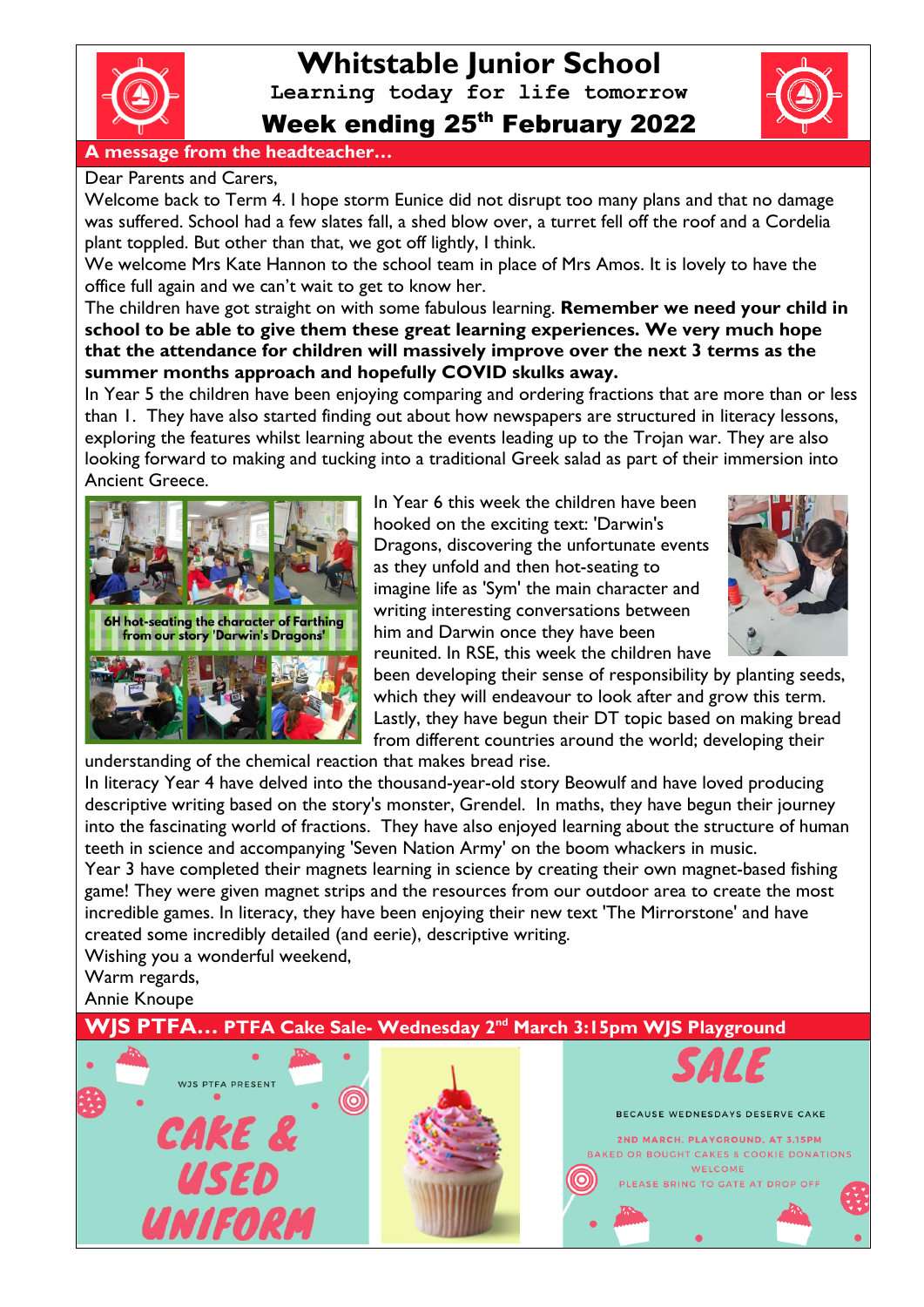# Whitstable Junior School

**Learning today for life tomorrow**

## Week ending 25th February 2022

### A message from the headteacher…

Dear Parents and Carers,

Welcome back to Term 4. I hope storm Eunice did not disrupt too many plans and that no damage was suffered. School had a few slates fall, a shed blow over, a turret fell off the roof and a Cordelia plant toppled. But other than that, we got off lightly, I think.

We welcome Mrs Kate Hannon to the school team in place of Mrs Amos. It is lovely to have the office full again and we can't wait to get to know her.

The children have got straight on with some fabulous learning. **Remember we need your child in school to be able to give them these great learning experiences. We very much hope that the attendance for children will massively improve over the next 3 terms as the summer months approach and hopefully COVID skulks away.**

In Year 5 the children have been enjoying comparing and ordering fractions that are more than or less than 1. They have also started finding out about how newspapers are structured in literacy lessons, exploring the features whilst learning about the events leading up to the Trojan war. They are also looking forward to making and tucking into a traditional Greek salad as part of their immersion into Ancient Greece.

6H hot-seating the character of Farthing from our story 'Darwin's Dragons'

In Year 6 this week the children have been hooked on the exciting text: 'Darwin's Dragons, discovering the unfortunate events as they unfold and then hot-seating to imagine life as 'Sym' the main character and writing interesting conversations between him and Darwin once they have been reunited. In RSE, this week the children have been developing their sense of responsibility by planting seeds, which they will endeavour to look after and grow this term. Lastly, they have begun their DT topic based on making bread from different countries around the world; developing their understanding of the chemical reaction that makes bread rise.

In literacy Year 4 have delved into the thousand-year-old story Beowulf and have loved producing descriptive writing based on the story's monster, Grendel. In maths, they have begun their journey into the fascinating world of fractions. They have also enjoyed learning about the structure of human teeth in science and accompanying 'Seven Nation Army' on the boom whackers in music.

Year 3 have completed their magnets learning in science by creating their own magnet-based fishing game! They were given magnet strips and the resources from our outdoor area to create the most incredible games. In literacy, they have been enjoying their new text 'The Mirrorstone' and have created some incredibly detailed (and eerie), descriptive writing.

Wishing you a wonderful weekend,

Warm regards,

Annie Knoupe

### WJS PTFA… PTFA Cake Sale- Wednesday 2nd March 3:15pm WJS Playground

WJS PTFA PRESENT

CAKE & USED UNIFORM

SALE

BECAUSE WEDNESDAYS DESERVE CAKE

2ND MARCH, PLAYGROUND, AT 3.15PM

BAKED OR BOUGHT CAKES & COOKIE DONATIONS WELCOME

PLEASE BRING TO GATE AT DROP OFF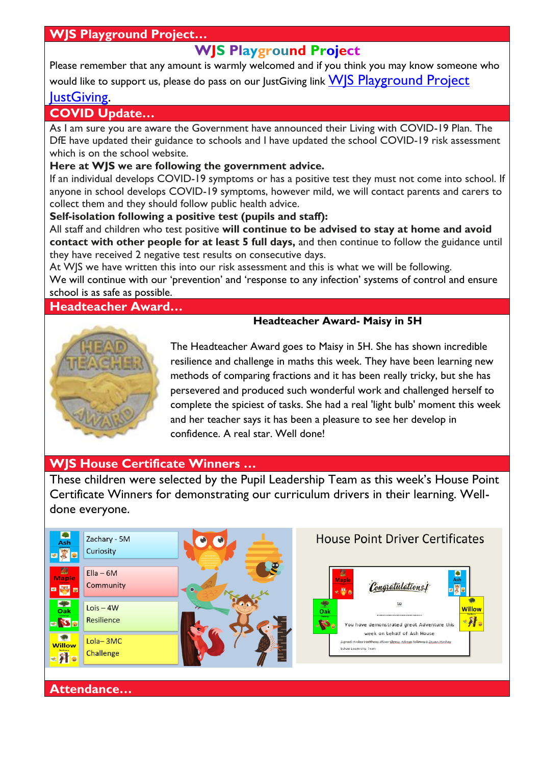## WJS Playground Project…

### WJS Playground Project

Please remember that any amount is warmly welcomed and if you think you may know someone who would like to support us, please do pass on our JustGiving link WJS Playground Project JustGiving.

## COVID Update…

As I am sure you are aware the Government have announced their Living with COVID-19 Plan. The DfE have updated their guidance to schools and I have updated the school COVID-19 risk assessment which is on the school website.

**Here at WJS we are following the government advice.**

If an individual develops COVID-19 symptoms or has a positive test they must not come into school. If anyone in school develops COVID-19 symptoms, however mild, we will contact parents and carers to collect them and they should follow public health advice.

**Self-isolation following a positive test (pupils and staff):**

All staff and children who test positive **will continue to be advised to stay at home and avoid contact with other people for at least 5 full days,** and then continue to follow the guidance until they have received 2 negative test results on consecutive days.

At WJS we have written this into our risk assessment and this is what we will be following.

We will continue with our 'prevention' and 'response to any infection' systems of control and ensure school is as safe as possible.

## Headteacher Award…

**Headteacher Award- Maisy in 5H**

The Headteacher Award goes to Maisy in 5H. She has shown incredible resilience and challenge in maths this week. They have been learning new methods of comparing fractions and it has been really tricky, but she has persevered and produced such wonderful work and challenged herself to complete the spiciest of tasks. She had a real 'light bulb' moment this week and her teacher says it has been a pleasure to see her develop in confidence. A real star. Well done!

## WJS House Certificate Winners …

These children were selected by the Pupil Leadership Team as this week's House Point Certificate Winners for demonstrating our curriculum drivers in their learning. Well-done everyone.

| House | Winner |
| --- | --- |
| Ash | Zachary - 5M Curiosity |
| Maple | Ella – 6M Community |
| Oak | Lois – 4W Resilience |
| Willow | Lola– 3MC Challenge |

House Point Driver Certificates

## Attendance…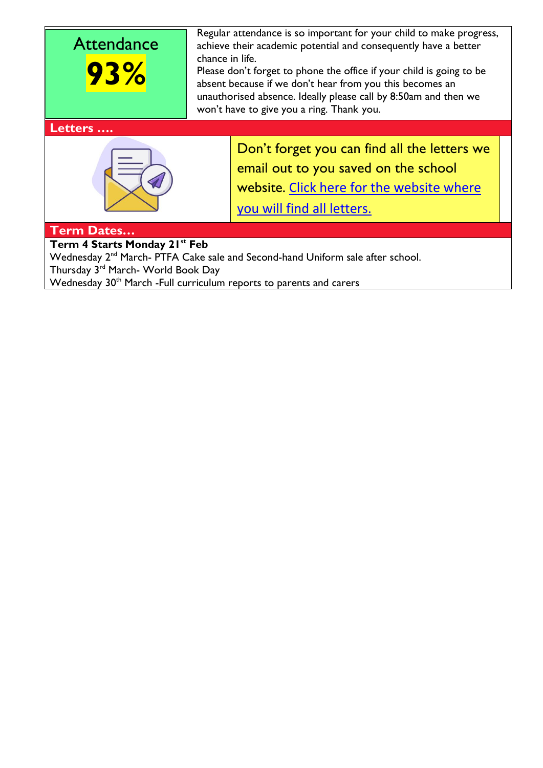## Attendance

**93%**

Regular attendance is so important for your child to make progress, achieve their academic potential and consequently have a better chance in life.

Please don't forget to phone the office if your child is going to be absent because if we don't hear from you this becomes an unauthorised absence. Ideally please call by 8:50am and then we won't have to give you a ring. Thank you.

## Letters ….

Don't forget you can find all the letters we email out to you saved on the school website. Click here for the website where you will find all letters.

## Term Dates…

**Term 4 Starts Monday 21st Feb**

Wednesday 2nd March- PTFA Cake sale and Second-hand Uniform sale after school.

Thursday 3rd March- World Book Day

Wednesday 30th March -Full curriculum reports to parents and carers